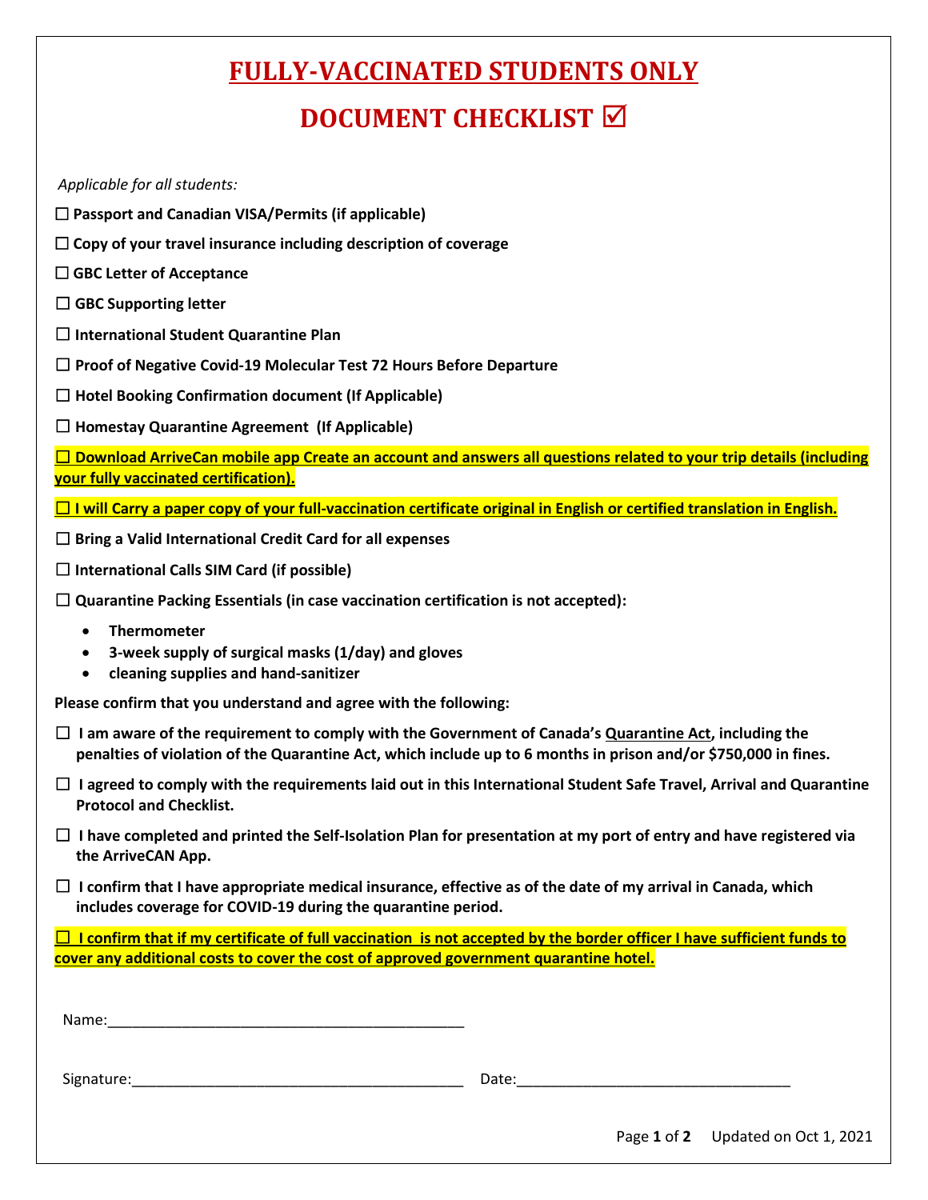# FULLY-VACCINATED STUDENTS ONLY

# DOCUMENT CHECKLIST ☑

*Applicable for all students:*

☐ **Passport and Canadian VISA/Permits (if applicable)**

☐ **Copy of your travel insurance including description of coverage**

☐ **GBC Letter of Acceptance**

☐ **GBC Supporting letter**

☐ **International Student Quarantine Plan**

☐ **Proof of Negative Covid-19 Molecular Test 72 Hours Before Departure**

☐ **Hotel Booking Confirmation document (If Applicable)**

☐ **Homestay Quarantine Agreement (If Applicable)**

☐ **Download ArriveCan mobile app Create an account and answers all questions related to your trip details (including your fully vaccinated certification).**

☐ **I will Carry a paper copy of your full-vaccination certificate original in English or certified translation in English.**

☐ **Bring a Valid International Credit Card for all expenses**

☐ **International Calls SIM Card (if possible)**

☐ **Quarantine Packing Essentials (in case vaccination certification is not accepted):**

- **Thermometer**
- **3-week supply of surgical masks (1/day) and gloves**
- **cleaning supplies and hand-sanitizer**

**Please confirm that you understand and agree with the following:**

☐ **I am aware of the requirement to comply with the Government of Canada's Quarantine Act, including the penalties of violation of the Quarantine Act, which include up to 6 months in prison and/or $750,000 in fines.**

☐ **I agreed to comply with the requirements laid out in this International Student Safe Travel, Arrival and Quarantine Protocol and Checklist.**

☐ **I have completed and printed the Self-Isolation Plan for presentation at my port of entry and have registered via the ArriveCAN App.**

☐ **I confirm that I have appropriate medical insurance, effective as of the date of my arrival in Canada, which includes coverage for COVID-19 during the quarantine period.**

☐ **I confirm that if my certificate of full vaccination is not accepted by the border officer I have sufficient funds to cover any additional costs to cover the cost of approved government quarantine hotel.**

Name:_____________________________________________

Signature:_________________________________________ Date:__________________________________

Updated on Oct 1, 2021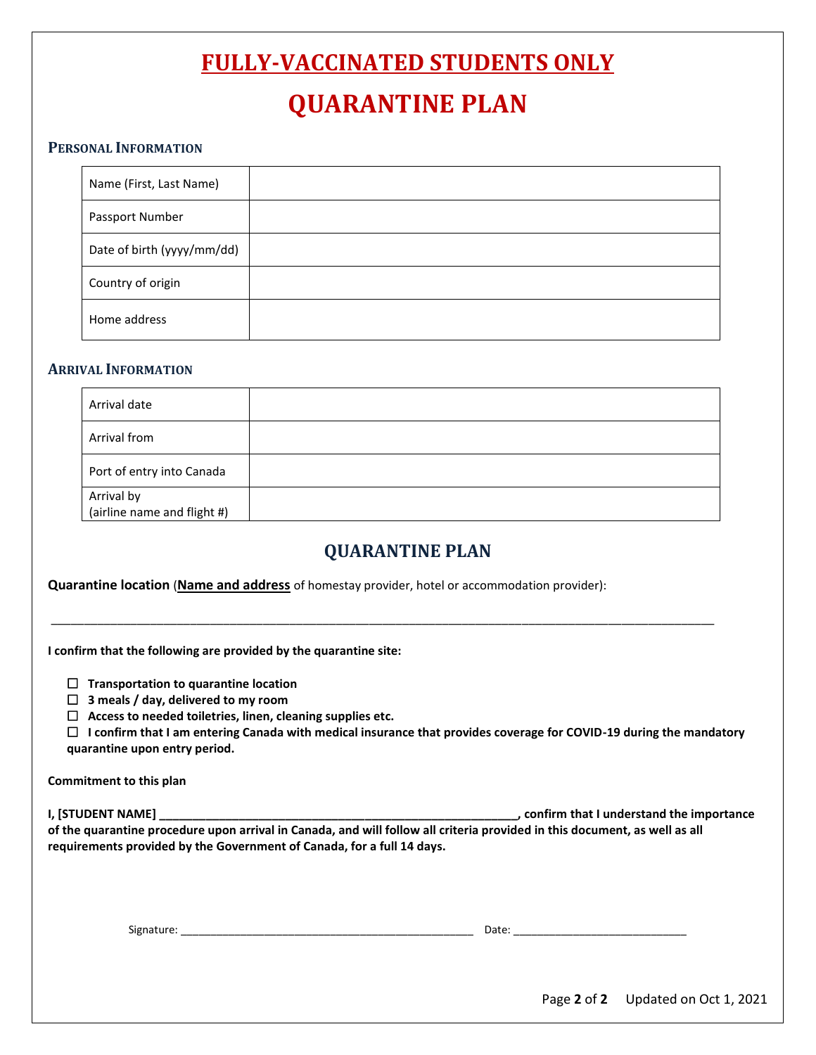# FULLY-VACCINATED STUDENTS ONLY

# QUARANTINE PLAN

### Personal Information

| | |
|---|---|
| Name (First, Last Name) | |
| Passport Number | |
| Date of birth (yyyy/mm/dd) | |
| Country of origin | |
| Home address | |

### Arrival Information

| | |
|---|---|
| Arrival date | |
| Arrival from | |
| Port of entry into Canada | |
| Arrival by (airline name and flight #) | |

## QUARANTINE PLAN

**Quarantine location** (**Name and address** of homestay provider, hotel or accommodation provider):

______________________________________________________________________________________________

**I confirm that the following are provided by the quarantine site:**

- ☐ **Transportation to quarantine location**
- ☐ **3 meals / day, delivered to my room**
- ☐ **Access to needed toiletries, linen, cleaning supplies etc.**
- ☐ **I confirm that I am entering Canada with medical insurance that provides coverage for COVID-19 during the mandatory quarantine upon entry period.**

**Commitment to this plan**

**I, [STUDENT NAME] ___________________________________________________, confirm that I understand the importance of the quarantine procedure upon arrival in Canada, and will follow all criteria provided in this document, as well as all requirements provided by the Government of Canada, for a full 14 days.**

Signature: ______________________________________________ Date: ___________________________

Updated on Oct 1, 2021